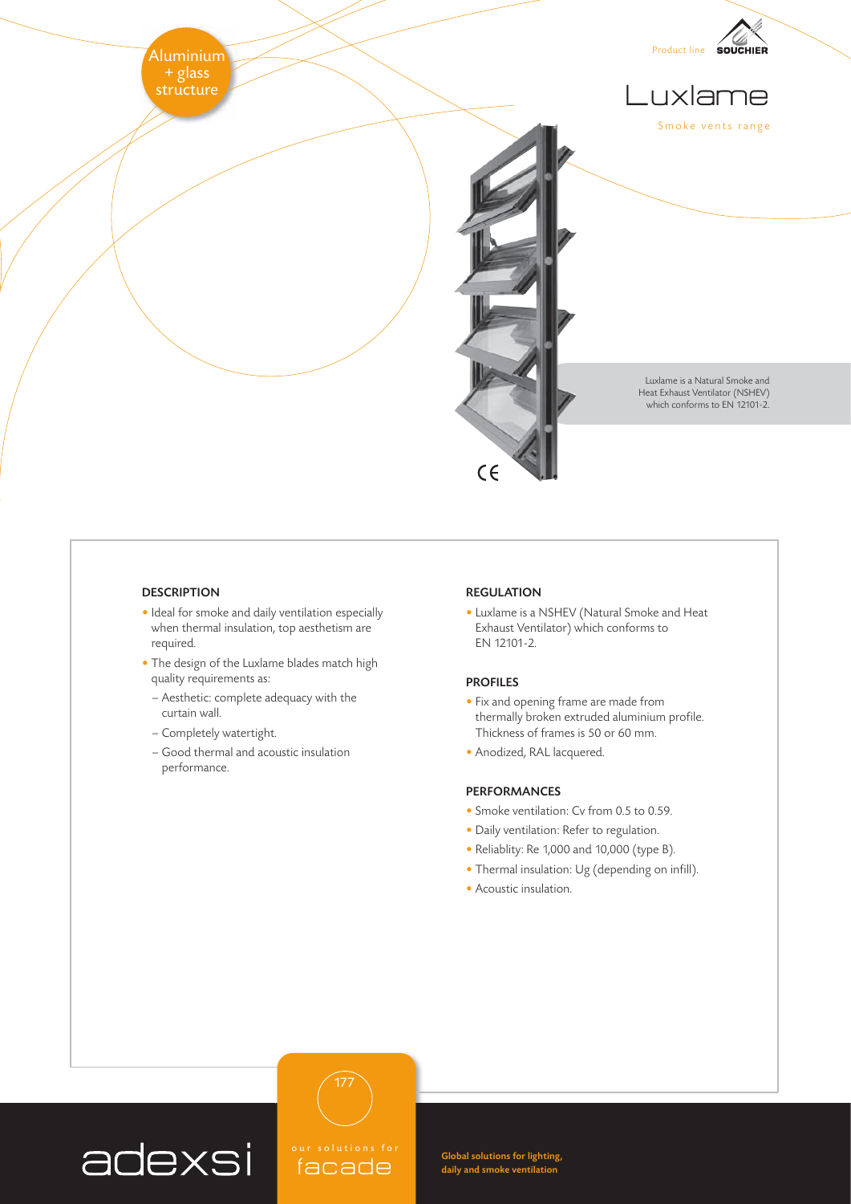Aluminium + glass structure

Product line SOUCHIER

# Luxlame

Smoke vents range

Luxlame is a Natural Smoke and Heat Exhaust Ventilator (NSHEV) which conforms to EN 12101-2.

CE

## DESCRIPTION

- Ideal for smoke and daily ventilation especially when thermal insulation, top aesthetism are required.
- The design of the Luxlame blades match high quality requirements as:
  - Aesthetic: complete adequacy with the curtain wall.
  - Completely watertight.
  - Good thermal and acoustic insulation performance.

## REGULATION

- Luxlame is a NSHEV (Natural Smoke and Heat Exhaust Ventilator) which conforms to EN 12101-2.

## PROFILES

- Fix and opening frame are made from thermally broken extruded aluminium profile. Thickness of frames is 50 or 60 mm.
- Anodized, RAL lacquered.

## PERFORMANCES

- Smoke ventilation: Cv from 0.5 to 0.59.
- Daily ventilation: Refer to regulation.
- Reliablity: Re 1,000 and 10,000 (type B).
- Thermal insulation: Ug (depending on infill).
- Acoustic insulation.

adexsi

our solutions for facade

Global solutions for lighting, daily and smoke ventilation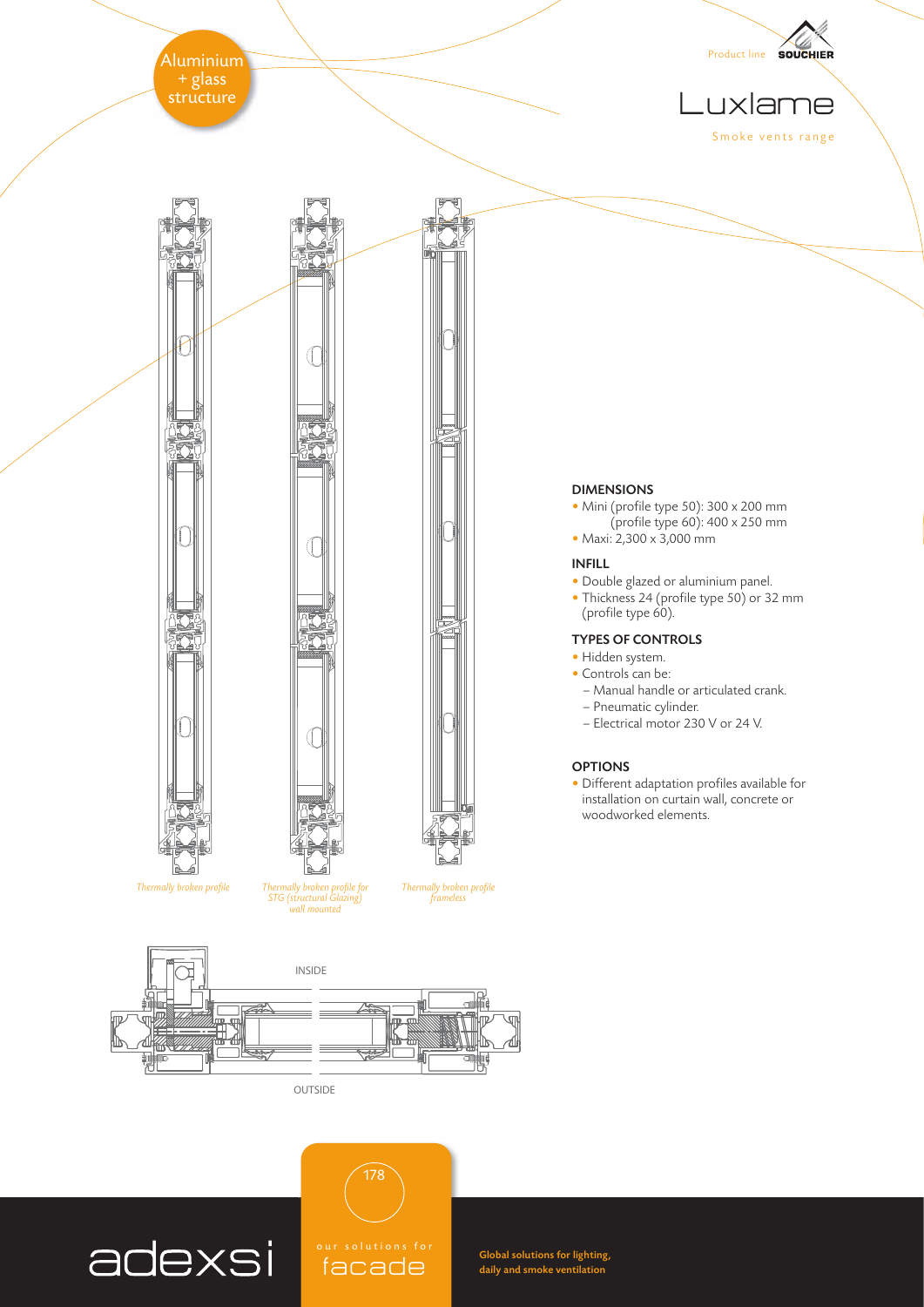Aluminium + glass structure

Product line SOUCHIER

# Luxlame

Smoke vents range

*Thermally broken profile*

*Thermally broken profile for STG (structural Glazing) wall mounted*

*Thermally broken profile frameless*

INSIDE

OUTSIDE

## DIMENSIONS

- Mini (profile type 50): 300 x 200 mm
  (profile type 60): 400 x 250 mm
- Maxi: 2,300 x 3,000 mm

## INFILL

- Double glazed or aluminium panel.
- Thickness 24 (profile type 50) or 32 mm (profile type 60).

## TYPES OF CONTROLS

- Hidden system.
- Controls can be:
  - Manual handle or articulated crank.
  - Pneumatic cylinder.
  - Electrical motor 230 V or 24 V.

## OPTIONS

- Different adaptation profiles available for installation on curtain wall, concrete or woodworked elements.

adexsi

our solutions for facade

Global solutions for lighting, daily and smoke ventilation